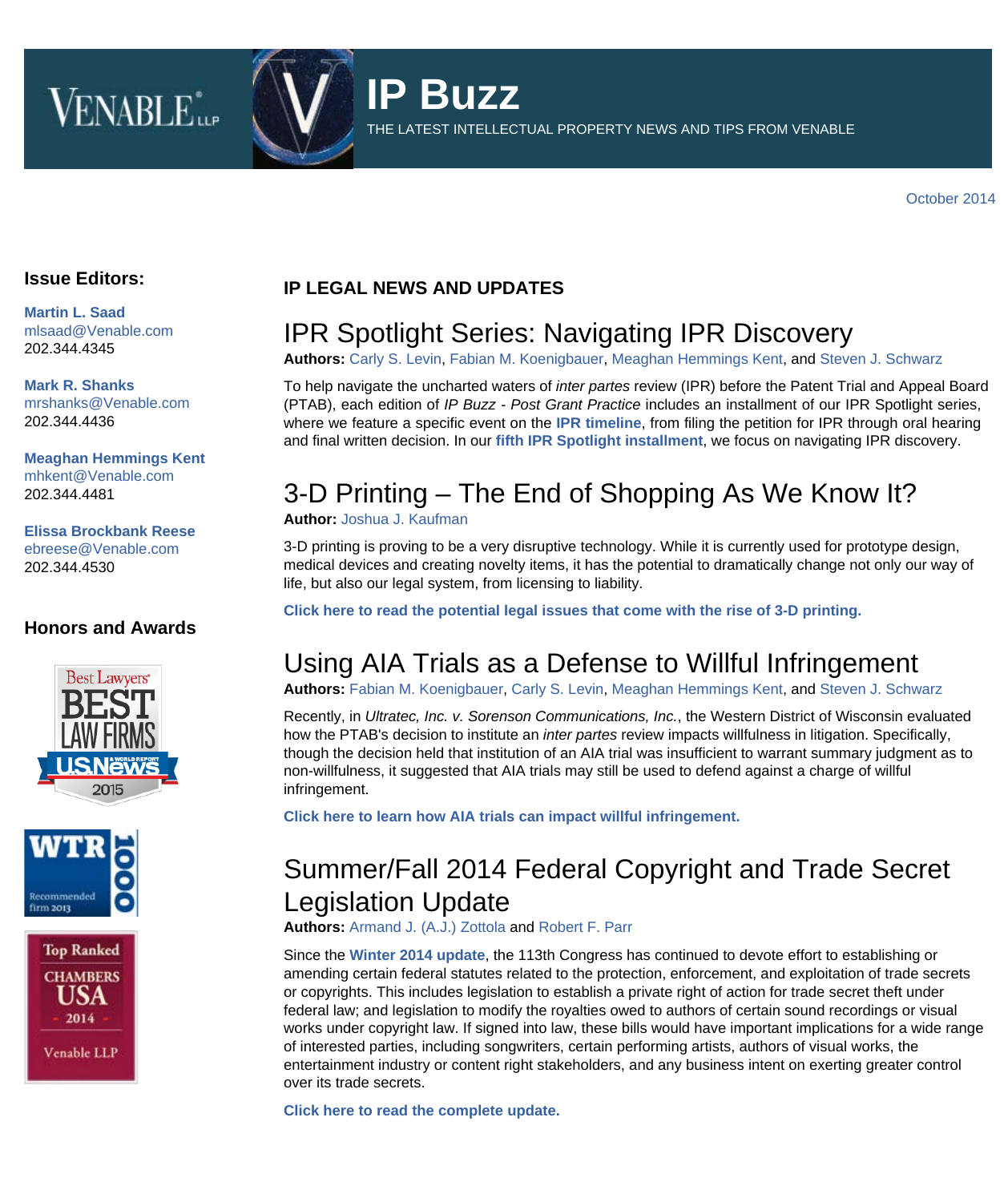# IP Buzz

THE LATEST INTELLECTUAL PROPERTY NEWS AND TIPS FROM VENABLE

October 2014

**Issue Editors:**

**Martin L. Saad**
mlsaad@Venable.com
202.344.4345

**Mark R. Shanks**
mrshanks@Venable.com
202.344.4436

**Meaghan Hemmings Kent**
mhkent@Venable.com
202.344.4481

**Elissa Brockbank Reese**
ebreese@Venable.com
202.344.4530

**Honors and Awards**

**IP LEGAL NEWS AND UPDATES**

## IPR Spotlight Series: Navigating IPR Discovery

**Authors:** Carly S. Levin, Fabian M. Koenigbauer, Meaghan Hemmings Kent, and Steven J. Schwarz

To help navigate the uncharted waters of *inter partes* review (IPR) before the Patent Trial and Appeal Board (PTAB), each edition of *IP Buzz - Post Grant Practice* includes an installment of our IPR Spotlight series, where we feature a specific event on the **IPR timeline**, from filing the petition for IPR through oral hearing and final written decision. In our **fifth IPR Spotlight installment**, we focus on navigating IPR discovery.

## 3-D Printing – The End of Shopping As We Know It?

**Author:** Joshua J. Kaufman

3-D printing is proving to be a very disruptive technology. While it is currently used for prototype design, medical devices and creating novelty items, it has the potential to dramatically change not only our way of life, but also our legal system, from licensing to liability.

**Click here to read the potential legal issues that come with the rise of 3-D printing.**

## Using AIA Trials as a Defense to Willful Infringement

**Authors:** Fabian M. Koenigbauer, Carly S. Levin, Meaghan Hemmings Kent, and Steven J. Schwarz

Recently, in *Ultratec, Inc. v. Sorenson Communications, Inc.*, the Western District of Wisconsin evaluated how the PTAB's decision to institute an *inter partes* review impacts willfulness in litigation. Specifically, though the decision held that institution of an AIA trial was insufficient to warrant summary judgment as to non-willfulness, it suggested that AIA trials may still be used to defend against a charge of willful infringement.

**Click here to learn how AIA trials can impact willful infringement.**

## Summer/Fall 2014 Federal Copyright and Trade Secret Legislation Update

**Authors:** Armand J. (A.J.) Zottola and Robert F. Parr

Since the **Winter 2014 update**, the 113th Congress has continued to devote effort to establishing or amending certain federal statutes related to the protection, enforcement, and exploitation of trade secrets or copyrights. This includes legislation to establish a private right of action for trade secret theft under federal law; and legislation to modify the royalties owed to authors of certain sound recordings or visual works under copyright law. If signed into law, these bills would have important implications for a wide range of interested parties, including songwriters, certain performing artists, authors of visual works, the entertainment industry or content right stakeholders, and any business intent on exerting greater control over its trade secrets.

**Click here to read the complete update.**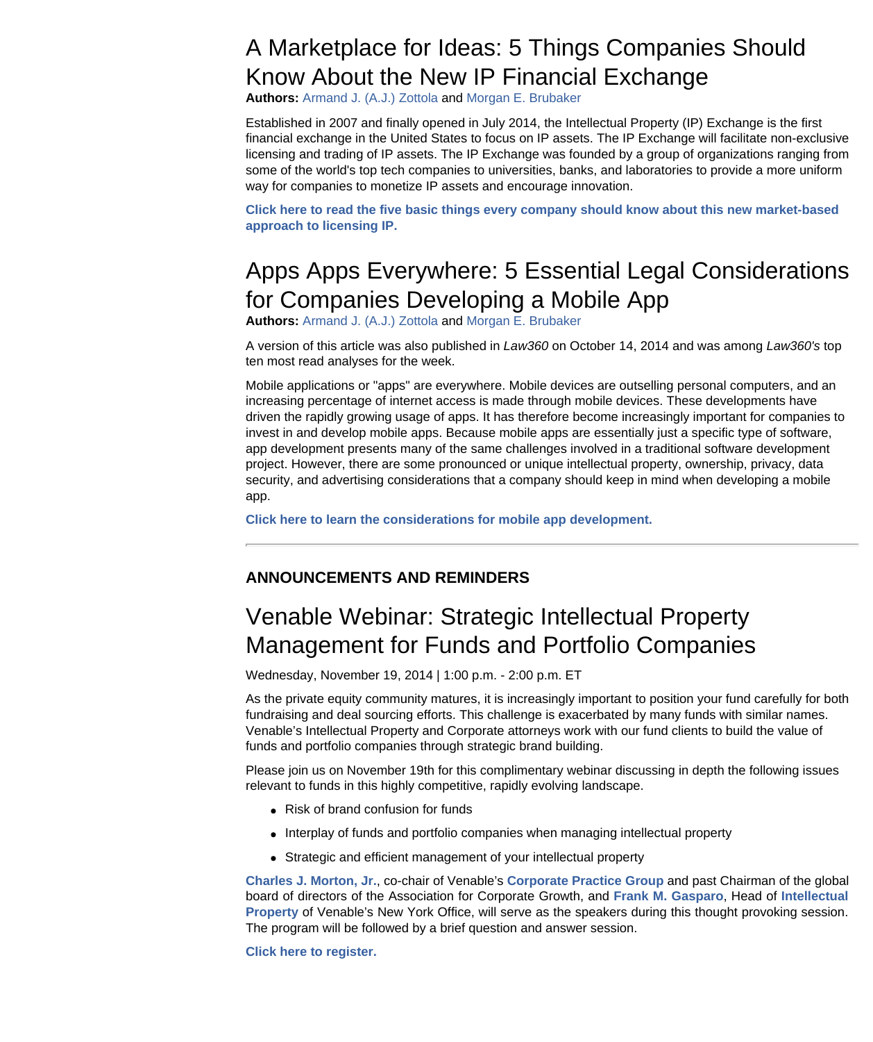## A Marketplace for Ideas: 5 Things Companies Should Know About the New IP Financial Exchange

**Authors:** Armand J. (A.J.) Zottola and Morgan E. Brubaker

Established in 2007 and finally opened in July 2014, the Intellectual Property (IP) Exchange is the first financial exchange in the United States to focus on IP assets. The IP Exchange will facilitate non-exclusive licensing and trading of IP assets. The IP Exchange was founded by a group of organizations ranging from some of the world's top tech companies to universities, banks, and laboratories to provide a more uniform way for companies to monetize IP assets and encourage innovation.

**Click here to read the five basic things every company should know about this new market-based approach to licensing IP.**

## Apps Apps Everywhere: 5 Essential Legal Considerations for Companies Developing a Mobile App

**Authors:** Armand J. (A.J.) Zottola and Morgan E. Brubaker

A version of this article was also published in *Law360* on October 14, 2014 and was among *Law360's* top ten most read analyses for the week.

Mobile applications or "apps" are everywhere. Mobile devices are outselling personal computers, and an increasing percentage of internet access is made through mobile devices. These developments have driven the rapidly growing usage of apps. It has therefore become increasingly important for companies to invest in and develop mobile apps. Because mobile apps are essentially just a specific type of software, app development presents many of the same challenges involved in a traditional software development project. However, there are some pronounced or unique intellectual property, ownership, privacy, data security, and advertising considerations that a company should keep in mind when developing a mobile app.

**Click here to learn the considerations for mobile app development.**

---

### ANNOUNCEMENTS AND REMINDERS

## Venable Webinar: Strategic Intellectual Property Management for Funds and Portfolio Companies

Wednesday, November 19, 2014 | 1:00 p.m. - 2:00 p.m. ET

As the private equity community matures, it is increasingly important to position your fund carefully for both fundraising and deal sourcing efforts. This challenge is exacerbated by many funds with similar names. Venable's Intellectual Property and Corporate attorneys work with our fund clients to build the value of funds and portfolio companies through strategic brand building.

Please join us on November 19th for this complimentary webinar discussing in depth the following issues relevant to funds in this highly competitive, rapidly evolving landscape.

- Risk of brand confusion for funds
- Interplay of funds and portfolio companies when managing intellectual property
- Strategic and efficient management of your intellectual property

**Charles J. Morton, Jr.**, co-chair of Venable's **Corporate Practice Group** and past Chairman of the global board of directors of the Association for Corporate Growth, and **Frank M. Gasparo**, Head of **Intellectual Property** of Venable's New York Office, will serve as the speakers during this thought provoking session. The program will be followed by a brief question and answer session.

**Click here to register.**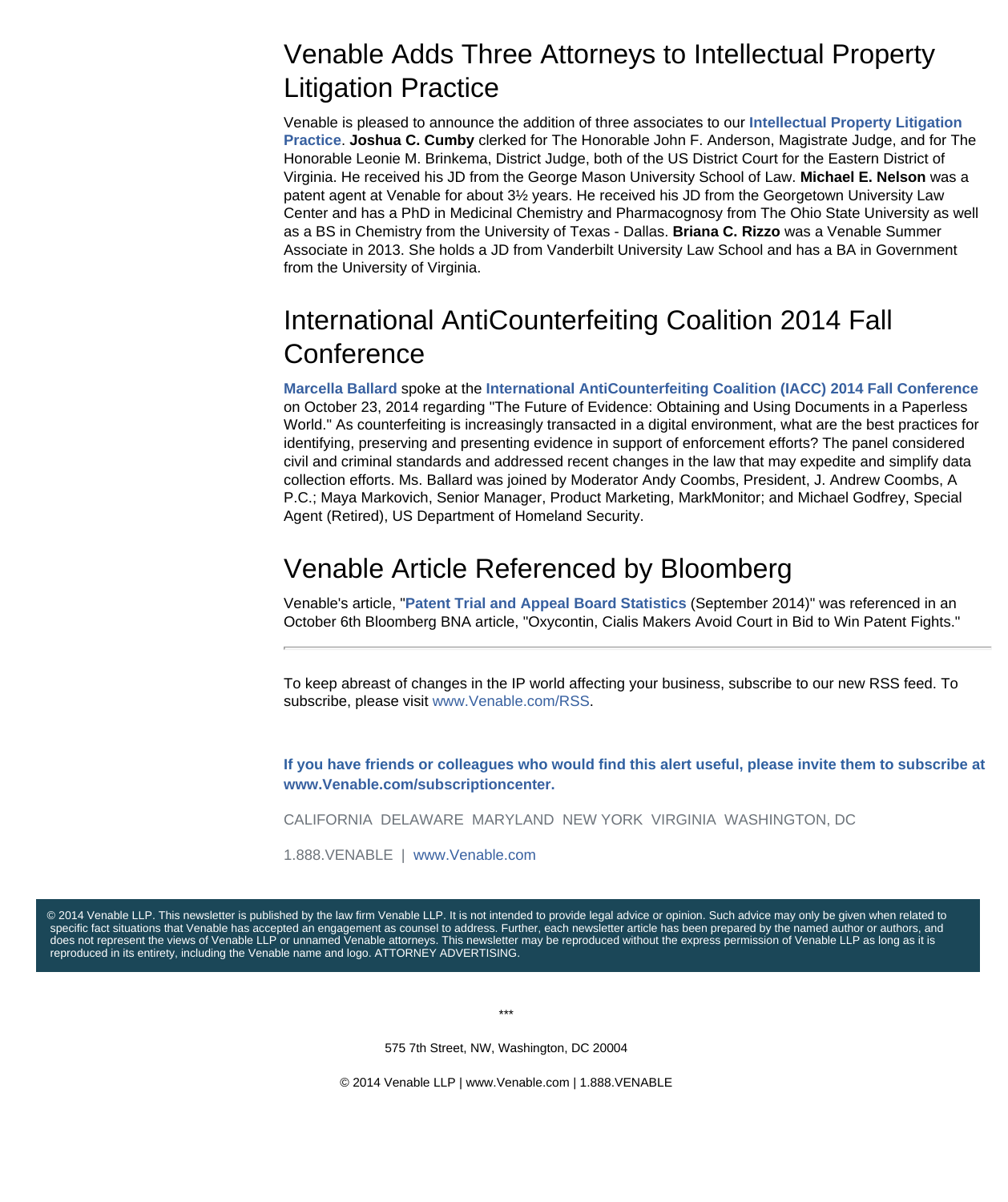## Venable Adds Three Attorneys to Intellectual Property Litigation Practice

Venable is pleased to announce the addition of three associates to our **Intellectual Property Litigation Practice**. **Joshua C. Cumby** clerked for The Honorable John F. Anderson, Magistrate Judge, and for The Honorable Leonie M. Brinkema, District Judge, both of the US District Court for the Eastern District of Virginia. He received his JD from the George Mason University School of Law. **Michael E. Nelson** was a patent agent at Venable for about 3½ years. He received his JD from the Georgetown University Law Center and has a PhD in Medicinal Chemistry and Pharmacognosy from The Ohio State University as well as a BS in Chemistry from the University of Texas - Dallas. **Briana C. Rizzo** was a Venable Summer Associate in 2013. She holds a JD from Vanderbilt University Law School and has a BA in Government from the University of Virginia.

## International AntiCounterfeiting Coalition 2014 Fall Conference

**Marcella Ballard** spoke at the **International AntiCounterfeiting Coalition (IACC) 2014 Fall Conference** on October 23, 2014 regarding "The Future of Evidence: Obtaining and Using Documents in a Paperless World." As counterfeiting is increasingly transacted in a digital environment, what are the best practices for identifying, preserving and presenting evidence in support of enforcement efforts? The panel considered civil and criminal standards and addressed recent changes in the law that may expedite and simplify data collection efforts. Ms. Ballard was joined by Moderator Andy Coombs, President, J. Andrew Coombs, A P.C.; Maya Markovich, Senior Manager, Product Marketing, MarkMonitor; and Michael Godfrey, Special Agent (Retired), US Department of Homeland Security.

## Venable Article Referenced by Bloomberg

Venable's article, "**Patent Trial and Appeal Board Statistics** (September 2014)" was referenced in an October 6th Bloomberg BNA article, "Oxycontin, Cialis Makers Avoid Court in Bid to Win Patent Fights."

---

To keep abreast of changes in the IP world affecting your business, subscribe to our new RSS feed. To subscribe, please visit www.Venable.com/RSS.

**If you have friends or colleagues who would find this alert useful, please invite them to subscribe at www.Venable.com/subscriptioncenter.**

CALIFORNIA DELAWARE MARYLAND NEW YORK VIRGINIA WASHINGTON, DC

1.888.VENABLE | www.Venable.com

© 2014 Venable LLP. This newsletter is published by the law firm Venable LLP. It is not intended to provide legal advice or opinion. Such advice may only be given when related to specific fact situations that Venable has accepted an engagement as counsel to address. Further, each newsletter article has been prepared by the named author or authors, and does not represent the views of Venable LLP or unnamed Venable attorneys. This newsletter may be reproduced without the express permission of Venable LLP as long as it is reproduced in its entirety, including the Venable name and logo. ATTORNEY ADVERTISING.

***

575 7th Street, NW, Washington, DC 20004

© 2014 Venable LLP | www.Venable.com | 1.888.VENABLE